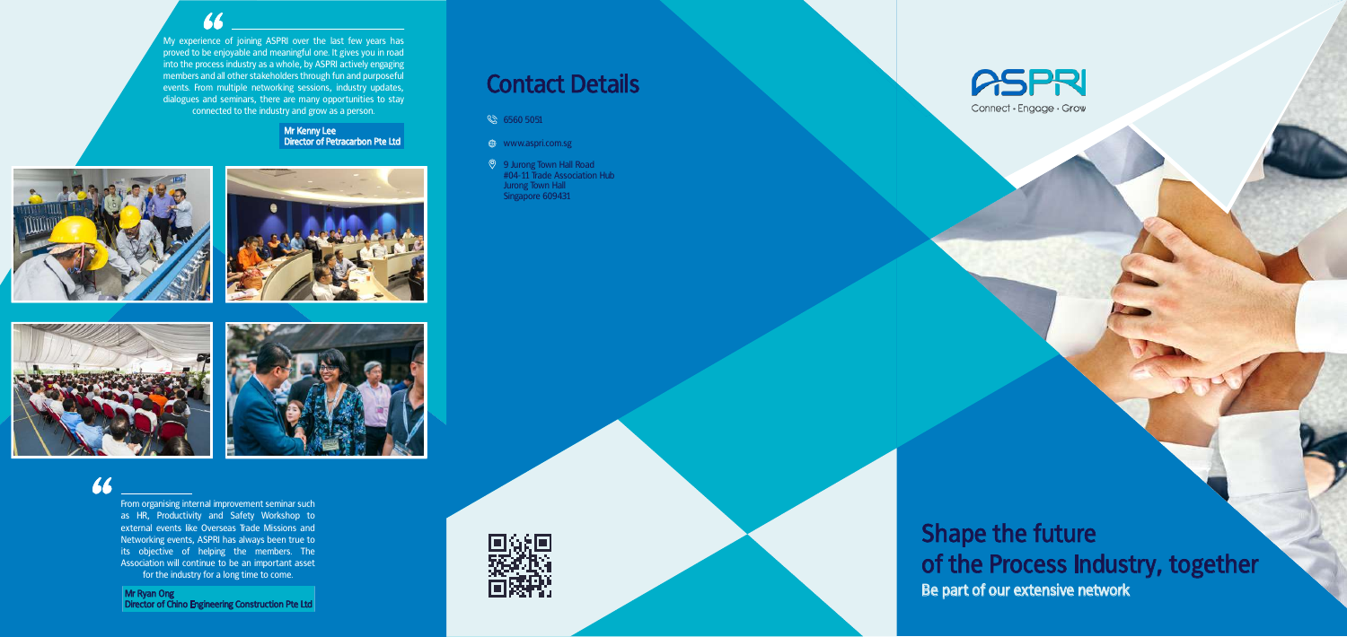> My experience of joining ASPRI over the last few years has proved to be enjoyable and meaningful one. It gives you in road into the process industry as a whole, by ASPRI actively engaging members and all other stakeholders through fun and purposeful events. From multiple networking sessions, industry updates, dialogues and seminars, there are many opportunities to stay connected to the industry and grow as a person.

**Mr Kenny Lee**
**Director of Petracarbon Pte Ltd**

> From organising internal improvement seminar such as HR, Productivity and Safety Workshop to external events like Overseas Trade Missions and Networking events, ASPRI has always been true to its objective of helping the members. The Association will continue to be an important asset for the industry for a long time to come.

**Mr Ryan Ong**
**Director of Chino Engineering Construction Pte Ltd**

## Contact Details

- 6560 5051
- www.aspri.com.sg
- 9 Jurong Town Hall Road
  #04-11 Trade Association Hub
  Jurong Town Hall
  Singapore 609431

ASPRI

Connect • Engage • Grow

# Shape the future of the Process Industry, together

**Be part of our extensive network**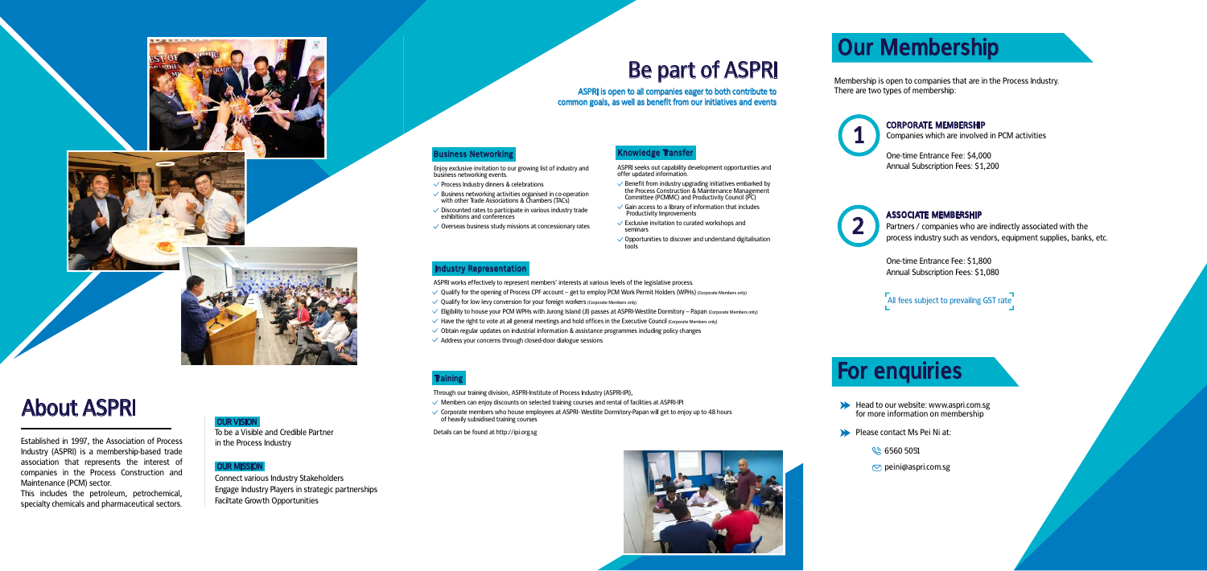# About ASPRI

Established in 1997, the Association of Process Industry (ASPRI) is a membership-based trade association that represents the interest of companies in the Process Construction and Maintenance (PCM) sector.

This includes the petroleum, petrochemical, specialty chemicals and pharmaceutical sectors.

### OUR VISION

To be a Visible and Credible Partner in the Process Industry

### OUR MISSION

Connect various Industry Stakeholders
Engage Industry Players in strategic partnerships
Facilitate Growth Opportunities

# Be part of ASPRI

**ASPRI is open to all companies eager to both contribute to common goals, as well as benefit from our initiatives and events**

### Business Networking

Enjoy exclusive invitation to our growing list of industry and business networking events.

- Process Industry dinners & celebrations
- Business networking activities organised in co-operation with other Trade Associations & Chambers (TACs)
- Discounted rates to participate in various industry trade exhibitions and conferences
- Overseas business study missions at concessionary rates

### Knowledge Transfer

ASPRI seeks out capability development opportunities and offer updated information.

- Benefit from industry upgrading initiatives embarked by the Process Construction & Maintenance Management Committee (PCMMC) and Productivity Council (PC)
- Gain access to a library of information that includes Productivity Improvements
- Exclusive invitation to curated workshops and seminars
- Opportunities to discover and understand digitalisation tools

### Industry Representation

ASPRI works effectively to represent members' interests at various levels of the legislative process.

- Qualify for the opening of Process CPF account – get to employ PCM Work Permit Holders (WPHs) (Corporate Members only)
- Qualify for low levy conversion for your foreign workers (Corporate Members only)
- Eligibility to house your PCM WPHs with Jurong Island (JI) passes at ASPRI-Westlite Dormitory – Papan (Corporate Members only)
- Have the right to vote at all general meetings and hold offices in the Executive Council (Corporate Members only)
- Obtain regular updates on industrial information & assistance programmes including policy changes
- Address your concerns through closed-door dialogue sessions

### Training

Through our training division, ASPRI-Institute of Process Industry (ASPRI-IPI),

- Members can enjoy discounts on selected training courses and rental of facilities at ASPRI-IPI
- Corporate members who house employees at ASPRI- Westlite Dormitory-Papan will get to enjoy up to 48 hours of heavily subsidised training courses

Details can be found at http://ipi.org.sg

# Our Membership

Membership is open to companies that are in the Process Industry. There are two types of membership:

**1 CORPORATE MEMBERSHIP**

Companies which are involved in PCM activities

One-time Entrance Fee: $4,000
Annual Subscription Fees: $1,200

**2 ASSOCIATE MEMBERSHIP**

Partners / companies who are indirectly associated with the process industry such as vendors, equipment supplies, banks, etc.

One-time Entrance Fee: $1,800
Annual Subscription Fees: $1,080

All fees subject to prevailing GST rate

# For enquiries

- Head to our website: www.aspri.com.sg for more information on membership
- Please contact Ms Pei Ni at:
  - 6560 5051
  - peini@aspri.com.sg